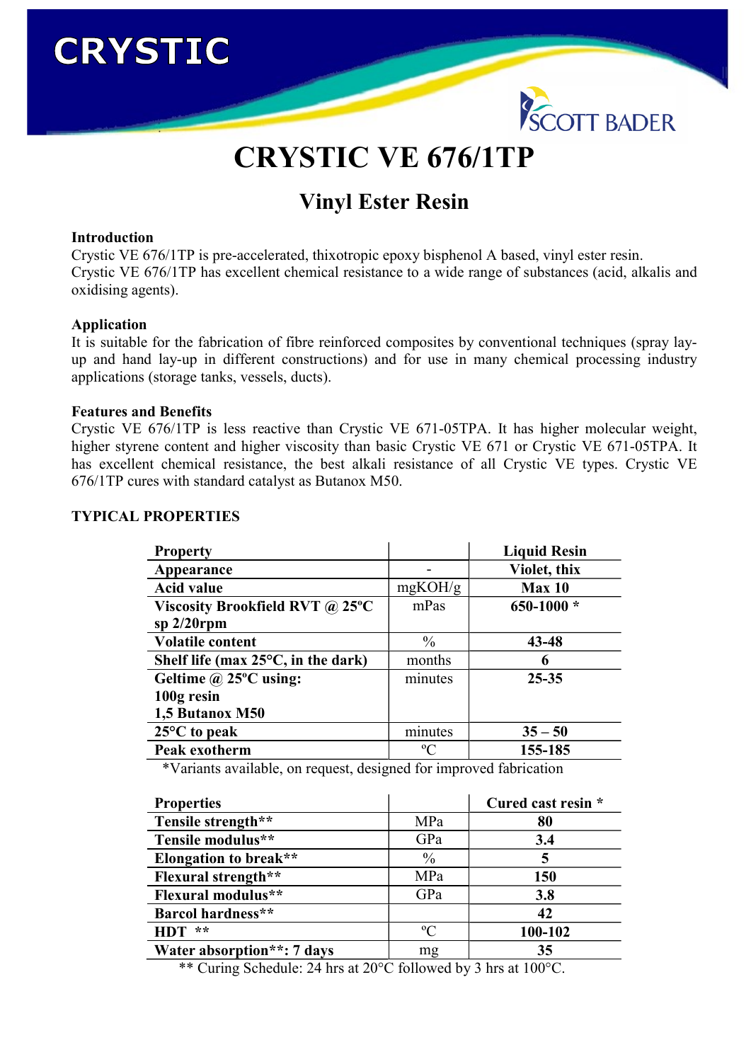# CRYSTIC VE 676/1TP

## Vinyl Ester Resin

### Introduction

Crystic VE 676/1TP is pre-accelerated, thixotropic epoxy bisphenol A based, vinyl ester resin.
Crystic VE 676/1TP has excellent chemical resistance to a wide range of substances (acid, alkalis and oxidising agents).

### Application

It is suitable for the fabrication of fibre reinforced composites by conventional techniques (spray lay-up and hand lay-up in different constructions) and for use in many chemical processing industry applications (storage tanks, vessels, ducts).

### Features and Benefits

Crystic VE 676/1TP is less reactive than Crystic VE 671-05TPA. It has higher molecular weight, higher styrene content and higher viscosity than basic Crystic VE 671 or Crystic VE 671-05TPA. It has excellent chemical resistance, the best alkali resistance of all Crystic VE types. Crystic VE 676/1TP cures with standard catalyst as Butanox M50.

### TYPICAL PROPERTIES

| Property | | Liquid Resin |
|---|---|---|
| Appearance | - | Violet, thix |
| Acid value | mgKOH/g | Max 10 |
| Viscosity Brookfield RVT @ 25ºC sp 2/20rpm | mPas | 650-1000 * |
| Volatile content | % | 43-48 |
| Shelf life (max 25°C, in the dark) | months | 6 |
| Geltime @ 25ºC using: 100g resin 1,5 Butanox M50 | minutes | 25-35 |
| 25°C to peak | minutes | 35 – 50 |
| Peak exotherm | ºC | 155-185 |

*Variants available, on request, designed for improved fabrication

| Properties | | Cured cast resin * |
|---|---|---|
| Tensile strength** | MPa | 80 |
| Tensile modulus** | GPa | 3.4 |
| Elongation to break** | % | 5 |
| Flexural strength** | MPa | 150 |
| Flexural modulus** | GPa | 3.8 |
| Barcol hardness** | | 42 |
| HDT ** | ºC | 100-102 |
| Water absorption**: 7 days | mg | 35 |

** Curing Schedule: 24 hrs at 20°C followed by 3 hrs at 100°C.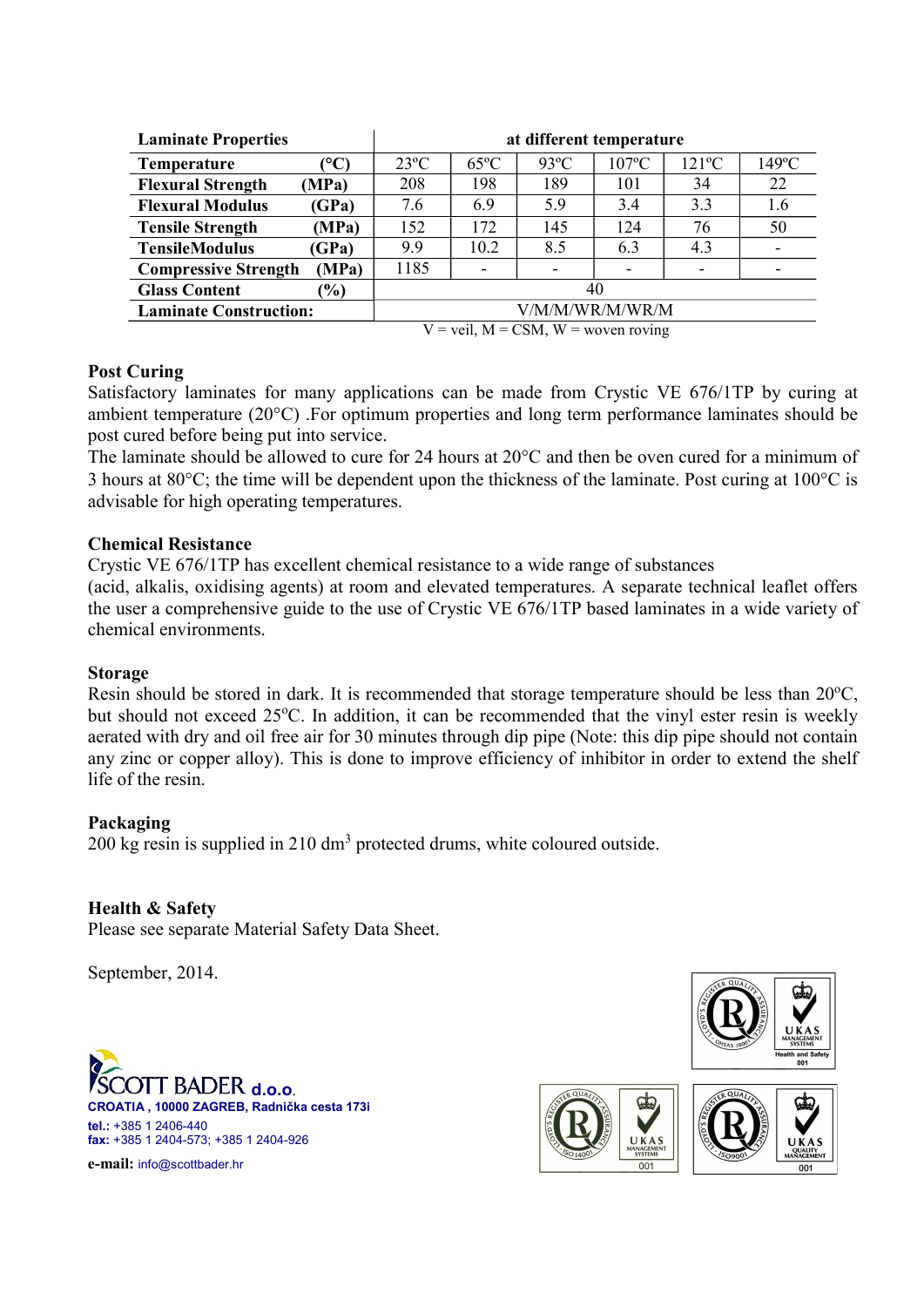| Laminate Properties | | at different temperature | | | | | |
|---|---|---|---|---|---|---|---|
| **Temperature** | **(°C)** | 23ºC | 65ºC | 93ºC | 107ºC | 121ºC | 149ºC |
| **Flexural Strength** | **(MPa)** | 208 | 198 | 189 | 101 | 34 | 22 |
| **Flexural Modulus** | **(GPa)** | 7.6 | 6.9 | 5.9 | 3.4 | 3.3 | 1.6 |
| **Tensile Strength** | **(MPa)** | 152 | 172 | 145 | 124 | 76 | 50 |
| **TensileModulus** | **(GPa)** | 9.9 | 10.2 | 8.5 | 6.3 | 4.3 | - |
| **Compressive Strength** | **(MPa)** | 1185 | - | - | - | - | - |
| **Glass Content** | **(%)** | 40 | | | | | |
| **Laminate Construction:** | | V/M/M/WR/M/WR/M | | | | | |

V = veil, M = CSM, W = woven roving

**Post Curing**

Satisfactory laminates for many applications can be made from Crystic VE 676/1TP by curing at ambient temperature (20°C) .For optimum properties and long term performance laminates should be post cured before being put into service.

The laminate should be allowed to cure for 24 hours at 20°C and then be oven cured for a minimum of 3 hours at 80°C; the time will be dependent upon the thickness of the laminate. Post curing at 100°C is advisable for high operating temperatures.

**Chemical Resistance**

Crystic VE 676/1TP has excellent chemical resistance to a wide range of substances (acid, alkalis, oxidising agents) at room and elevated temperatures. A separate technical leaflet offers the user a comprehensive guide to the use of Crystic VE 676/1TP based laminates in a wide variety of chemical environments.

**Storage**

Resin should be stored in dark. It is recommended that storage temperature should be less than 20ºC, but should not exceed 25ºC. In addition, it can be recommended that the vinyl ester resin is weekly aerated with dry and oil free air for 30 minutes through dip pipe (Note: this dip pipe should not contain any zinc or copper alloy). This is done to improve efficiency of inhibitor in order to extend the shelf life of the resin.

**Packaging**

200 kg resin is supplied in 210 $dm^3$ protected drums, white coloured outside.

**Health & Safety**

Please see separate Material Safety Data Sheet.

September, 2014.

SCOTT BADER d.o.o.
**CROATIA , 10000 ZAGREB, Radnička cesta 173i**
**tel.:** +385 1 2406-440
**fax:** +385 1 2404-573; +385 1 2404-926

**e-mail:** info@scottbader.hr